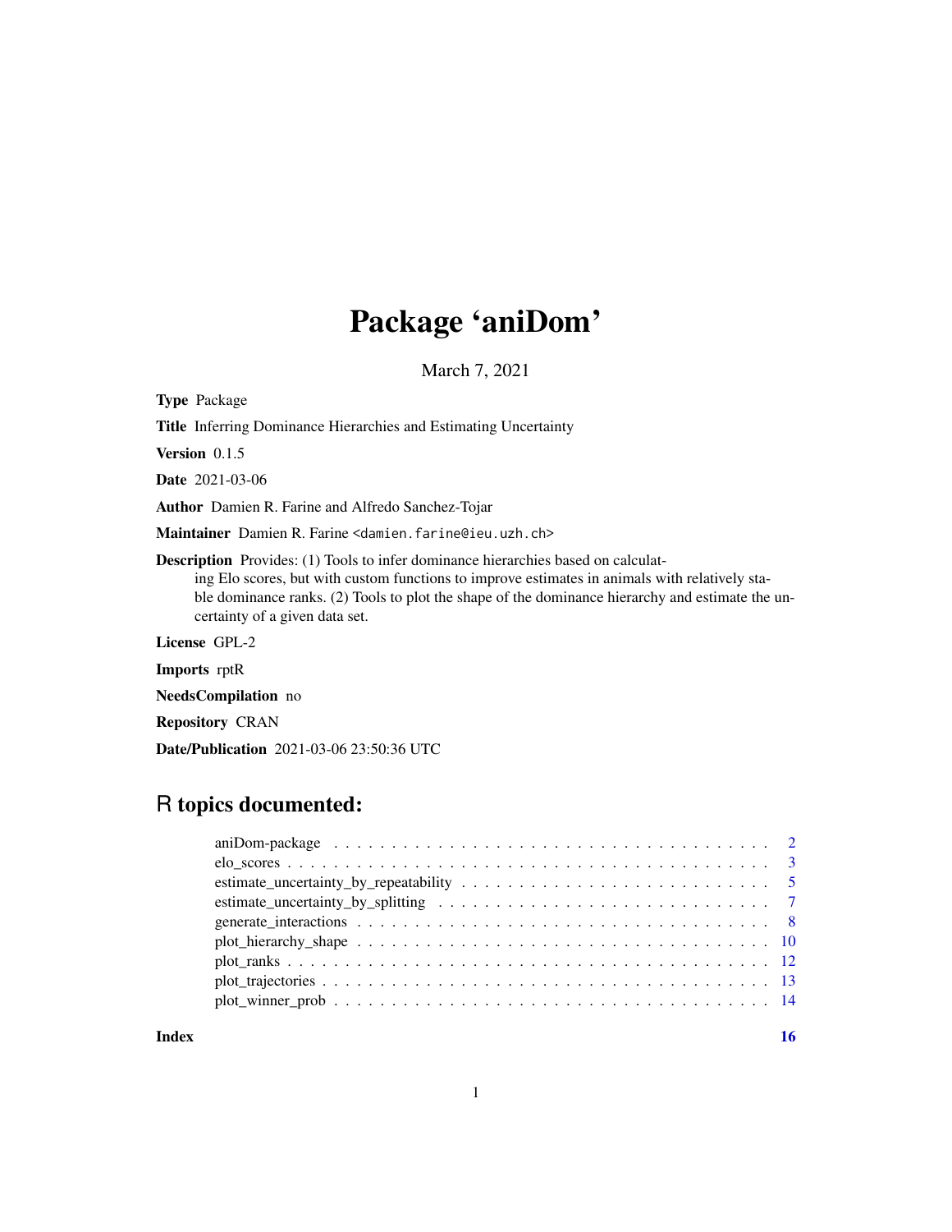# Package 'aniDom'

March 7, 2021

**Type** Package

**Title** Inferring Dominance Hierarchies and Estimating Uncertainty

**Version** 0.1.5

**Date** 2021-03-06

**Author** Damien R. Farine and Alfredo Sanchez-Tojar

**Maintainer** Damien R. Farine <damien.farine@ieu.uzh.ch>

**Description** Provides: (1) Tools to infer dominance hierarchies based on calculating Elo scores, but with custom functions to improve estimates in animals with relatively stable dominance ranks. (2) Tools to plot the shape of the dominance hierarchy and estimate the uncertainty of a given data set.

**License** GPL-2

**Imports** rptR

**NeedsCompilation** no

**Repository** CRAN

**Date/Publication** 2021-03-06 23:50:36 UTC

## R topics documented:

| | |
|---|---|
| aniDom-package | 2 |
| elo_scores | 3 |
| estimate_uncertainty_by_repeatability | 5 |
| estimate_uncertainty_by_splitting | 7 |
| generate_interactions | 8 |
| plot_hierarchy_shape | 10 |
| plot_ranks | 12 |
| plot_trajectories | 13 |
| plot_winner_prob | 14 |
| **Index** | **16** |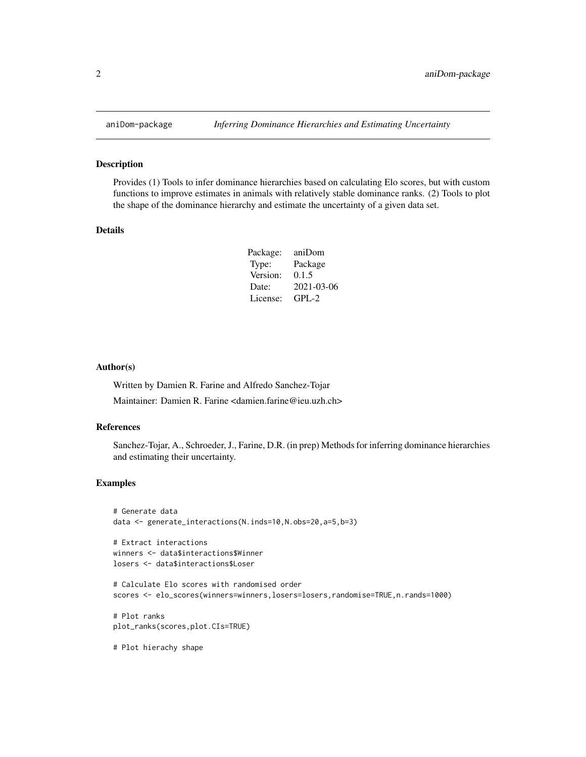# aniDom-package *Inferring Dominance Hierarchies and Estimating Uncertainty*

## Description

Provides (1) Tools to infer dominance hierarchies based on calculating Elo scores, but with custom functions to improve estimates in animals with relatively stable dominance ranks. (2) Tools to plot the shape of the dominance hierarchy and estimate the uncertainty of a given data set.

## Details

| | |
|---|---|
| Package: | aniDom |
| Type: | Package |
| Version: | 0.1.5 |
| Date: | 2021-03-06 |
| License: | GPL-2 |

## Author(s)

Written by Damien R. Farine and Alfredo Sanchez-Tojar

Maintainer: Damien R. Farine <damien.farine@ieu.uzh.ch>

## References

Sanchez-Tojar, A., Schroeder, J., Farine, D.R. (in prep) Methods for inferring dominance hierarchies and estimating their uncertainty.

## Examples

```
# Generate data
data <- generate_interactions(N.inds=10,N.obs=20,a=5,b=3)

# Extract interactions
winners <- data$interactions$Winner
losers <- data$interactions$Loser

# Calculate Elo scores with randomised order
scores <- elo_scores(winners=winners,losers=losers,randomise=TRUE,n.rands=1000)

# Plot ranks
plot_ranks(scores,plot.CIs=TRUE)

# Plot hierachy shape
```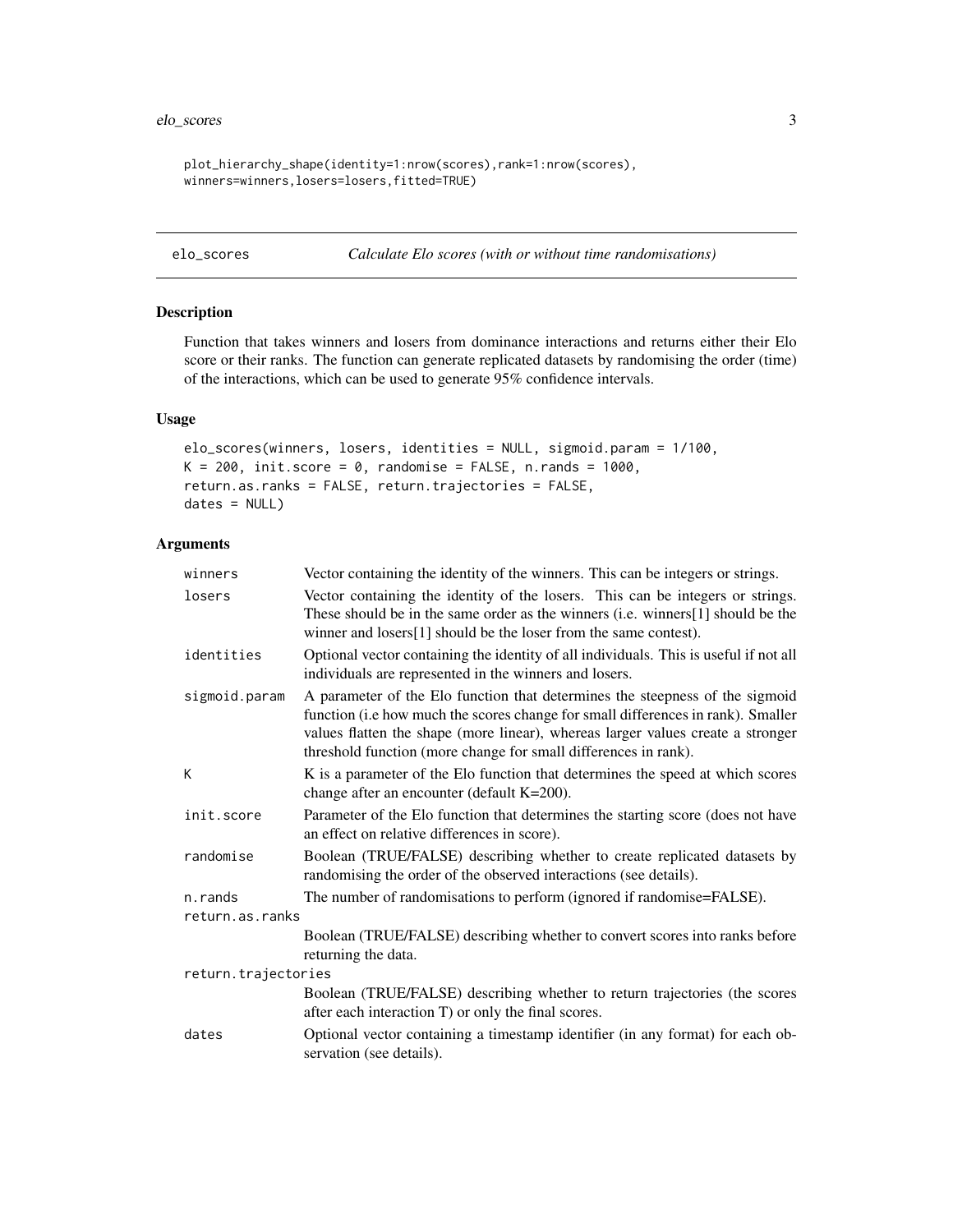```
plot_hierarchy_shape(identity=1:nrow(scores),rank=1:nrow(scores),
winners=winners,losers=losers,fitted=TRUE)
```

---

## elo_scores — *Calculate Elo scores (with or without time randomisations)*

### Description

Function that takes winners and losers from dominance interactions and returns either their Elo score or their ranks. The function can generate replicated datasets by randomising the order (time) of the interactions, which can be used to generate 95% confidence intervals.

### Usage

```
elo_scores(winners, losers, identities = NULL, sigmoid.param = 1/100,
K = 200, init.score = 0, randomise = FALSE, n.rands = 1000,
return.as.ranks = FALSE, return.trajectories = FALSE,
dates = NULL)
```

### Arguments

| Argument | Description |
| --- | --- |
| `winners` | Vector containing the identity of the winners. This can be integers or strings. |
| `losers` | Vector containing the identity of the losers. This can be integers or strings. These should be in the same order as the winners (i.e. winners[1] should be the winner and losers[1] should be the loser from the same contest). |
| `identities` | Optional vector containing the identity of all individuals. This is useful if not all individuals are represented in the winners and losers. |
| `sigmoid.param` | A parameter of the Elo function that determines the steepness of the sigmoid function (i.e how much the scores change for small differences in rank). Smaller values flatten the shape (more linear), whereas larger values create a stronger threshold function (more change for small differences in rank). |
| `K` | K is a parameter of the Elo function that determines the speed at which scores change after an encounter (default K=200). |
| `init.score` | Parameter of the Elo function that determines the starting score (does not have an effect on relative differences in score). |
| `randomise` | Boolean (TRUE/FALSE) describing whether to create replicated datasets by randomising the order of the observed interactions (see details). |
| `n.rands` | The number of randomisations to perform (ignored if randomise=FALSE). |
| `return.as.ranks` | Boolean (TRUE/FALSE) describing whether to convert scores into ranks before returning the data. |
| `return.trajectories` | Boolean (TRUE/FALSE) describing whether to return trajectories (the scores after each interaction T) or only the final scores. |
| `dates` | Optional vector containing a timestamp identifier (in any format) for each observation (see details). |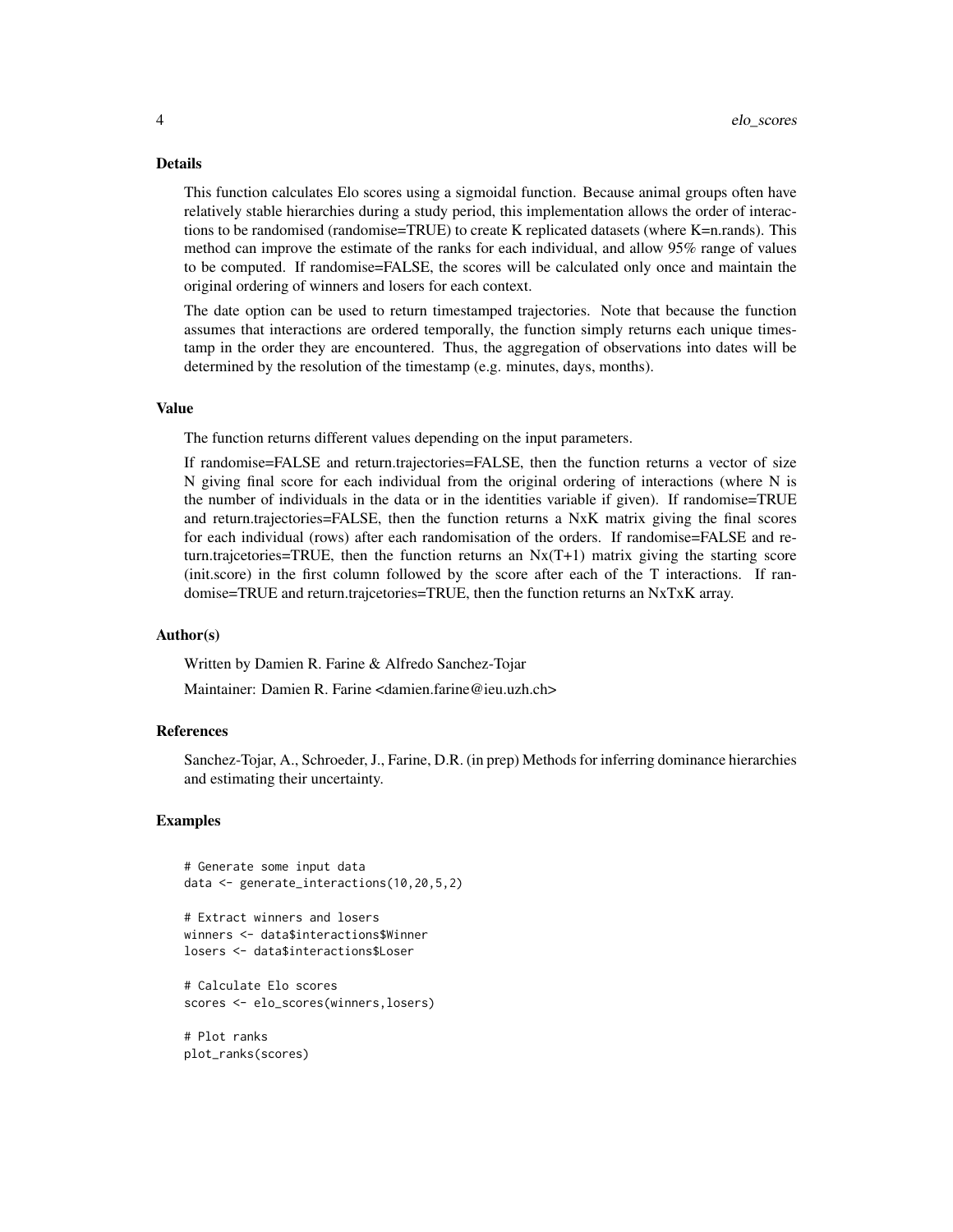### Details

This function calculates Elo scores using a sigmoidal function. Because animal groups often have relatively stable hierarchies during a study period, this implementation allows the order of interactions to be randomised (randomise=TRUE) to create K replicated datasets (where K=n.rands). This method can improve the estimate of the ranks for each individual, and allow 95% range of values to be computed. If randomise=FALSE, the scores will be calculated only once and maintain the original ordering of winners and losers for each context.

The date option can be used to return timestamped trajectories. Note that because the function assumes that interactions are ordered temporally, the function simply returns each unique timestamp in the order they are encountered. Thus, the aggregation of observations into dates will be determined by the resolution of the timestamp (e.g. minutes, days, months).

### Value

The function returns different values depending on the input parameters.

If randomise=FALSE and return.trajectories=FALSE, then the function returns a vector of size N giving final score for each individual from the original ordering of interactions (where N is the number of individuals in the data or in the identities variable if given). If randomise=TRUE and return.trajectories=FALSE, then the function returns a NxK matrix giving the final scores for each individual (rows) after each randomisation of the orders. If randomise=FALSE and return.trajcetories=TRUE, then the function returns an Nx(T+1) matrix giving the starting score (init.score) in the first column followed by the score after each of the T interactions. If randomise=TRUE and return.trajcetories=TRUE, then the function returns an NxTxK array.

### Author(s)

Written by Damien R. Farine & Alfredo Sanchez-Tojar

Maintainer: Damien R. Farine <damien.farine@ieu.uzh.ch>

### References

Sanchez-Tojar, A., Schroeder, J., Farine, D.R. (in prep) Methods for inferring dominance hierarchies and estimating their uncertainty.

### Examples

```
# Generate some input data
data <- generate_interactions(10,20,5,2)

# Extract winners and losers
winners <- data$interactions$Winner
losers <- data$interactions$Loser

# Calculate Elo scores
scores <- elo_scores(winners,losers)

# Plot ranks
plot_ranks(scores)
```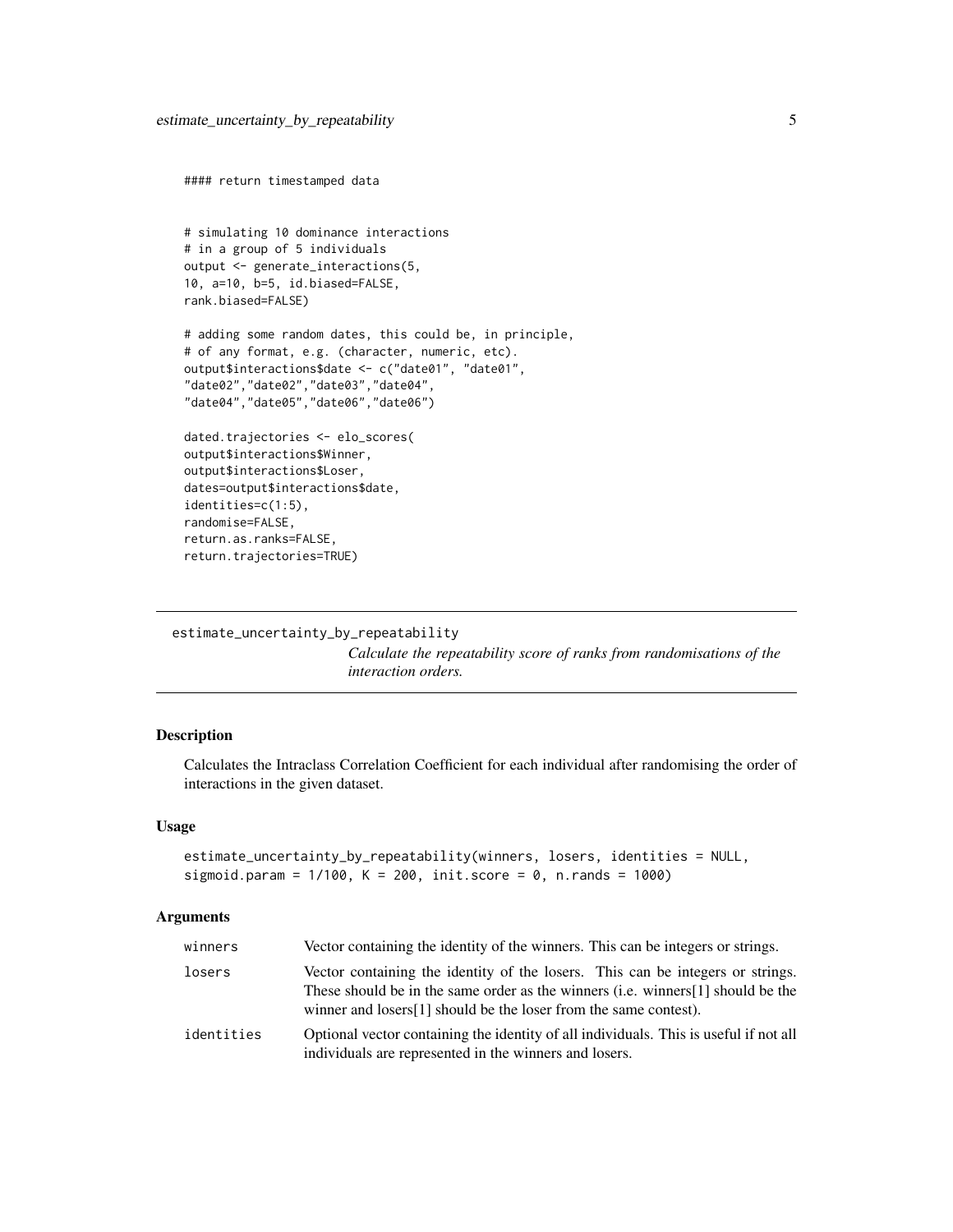```
#### return timestamped data


# simulating 10 dominance interactions
# in a group of 5 individuals
output <- generate_interactions(5,
10, a=10, b=5, id.biased=FALSE,
rank.biased=FALSE)

# adding some random dates, this could be, in principle,
# of any format, e.g. (character, numeric, etc).
output$interactions$date <- c("date01", "date01",
"date02","date02","date03","date04",
"date04","date05","date06","date06")

dated.trajectories <- elo_scores(
output$interactions$Winner,
output$interactions$Loser,
dates=output$interactions$date,
identities=c(1:5),
randomise=FALSE,
return.as.ranks=FALSE,
return.trajectories=TRUE)
```

## estimate_uncertainty_by_repeatability

*Calculate the repeatability score of ranks from randomisations of the interaction orders.*

### Description

Calculates the Intraclass Correlation Coefficient for each individual after randomising the order of interactions in the given dataset.

### Usage

```
estimate_uncertainty_by_repeatability(winners, losers, identities = NULL,
sigmoid.param = 1/100, K = 200, init.score = 0, n.rands = 1000)
```

### Arguments

| | |
|---|---|
| winners | Vector containing the identity of the winners. This can be integers or strings. |
| losers | Vector containing the identity of the losers. This can be integers or strings. These should be in the same order as the winners (i.e. winners[1] should be the winner and losers[1] should be the loser from the same contest). |
| identities | Optional vector containing the identity of all individuals. This is useful if not all individuals are represented in the winners and losers. |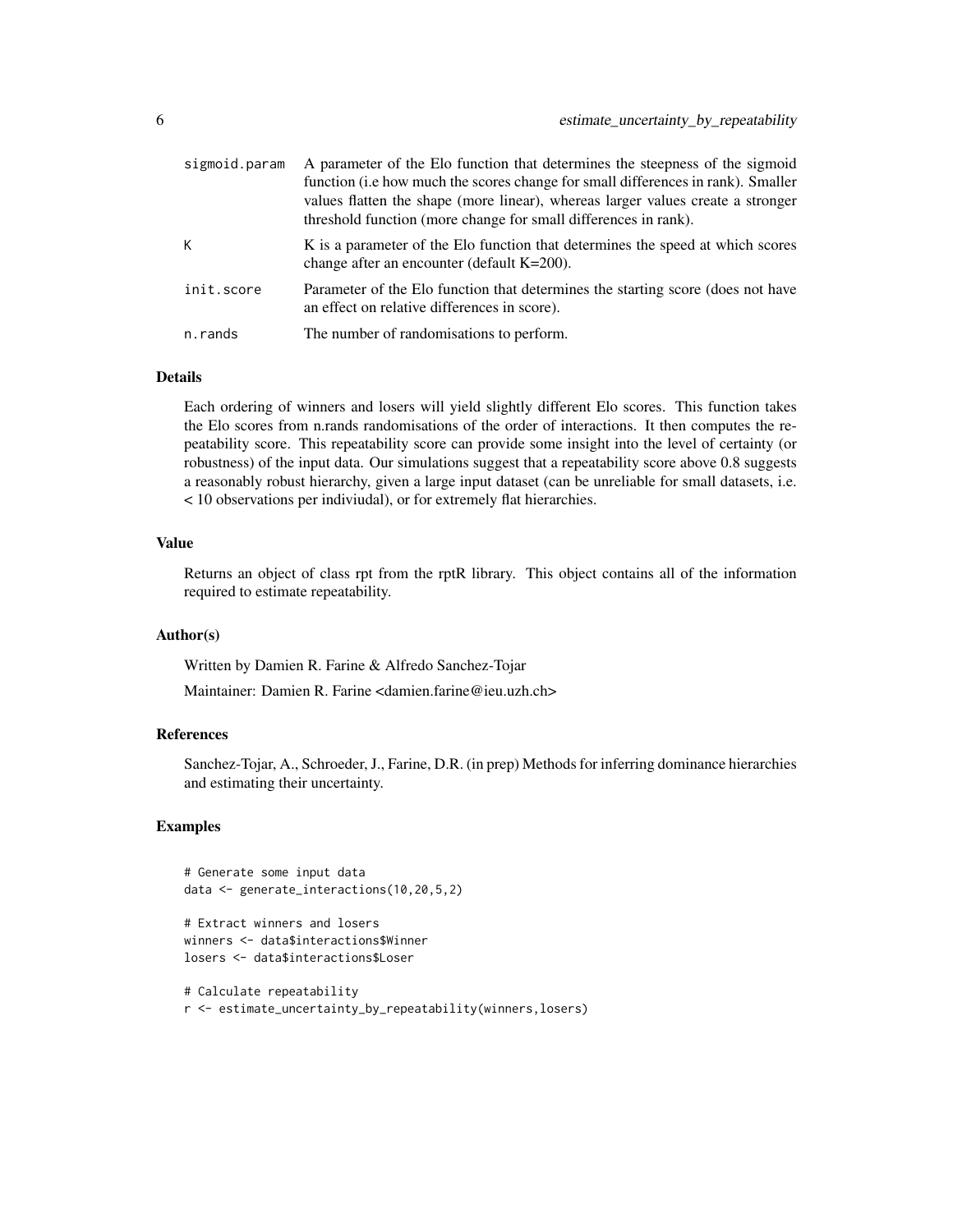| | |
|---|---|
| sigmoid.param | A parameter of the Elo function that determines the steepness of the sigmoid function (i.e how much the scores change for small differences in rank). Smaller values flatten the shape (more linear), whereas larger values create a stronger threshold function (more change for small differences in rank). |
| K | K is a parameter of the Elo function that determines the speed at which scores change after an encounter (default K=200). |
| init.score | Parameter of the Elo function that determines the starting score (does not have an effect on relative differences in score). |
| n.rands | The number of randomisations to perform. |

### Details

Each ordering of winners and losers will yield slightly different Elo scores. This function takes the Elo scores from n.rands randomisations of the order of interactions. It then computes the repeatability score. This repeatability score can provide some insight into the level of certainty (or robustness) of the input data. Our simulations suggest that a repeatability score above 0.8 suggests a reasonably robust hierarchy, given a large input dataset (can be unreliable for small datasets, i.e. < 10 observations per indiviudal), or for extremely flat hierarchies.

### Value

Returns an object of class rpt from the rptR library. This object contains all of the information required to estimate repeatability.

### Author(s)

Written by Damien R. Farine & Alfredo Sanchez-Tojar

Maintainer: Damien R. Farine <damien.farine@ieu.uzh.ch>

### References

Sanchez-Tojar, A., Schroeder, J., Farine, D.R. (in prep) Methods for inferring dominance hierarchies and estimating their uncertainty.

### Examples

```
# Generate some input data
data <- generate_interactions(10,20,5,2)

# Extract winners and losers
winners <- data$interactions$Winner
losers <- data$interactions$Loser

# Calculate repeatability
r <- estimate_uncertainty_by_repeatability(winners,losers)
```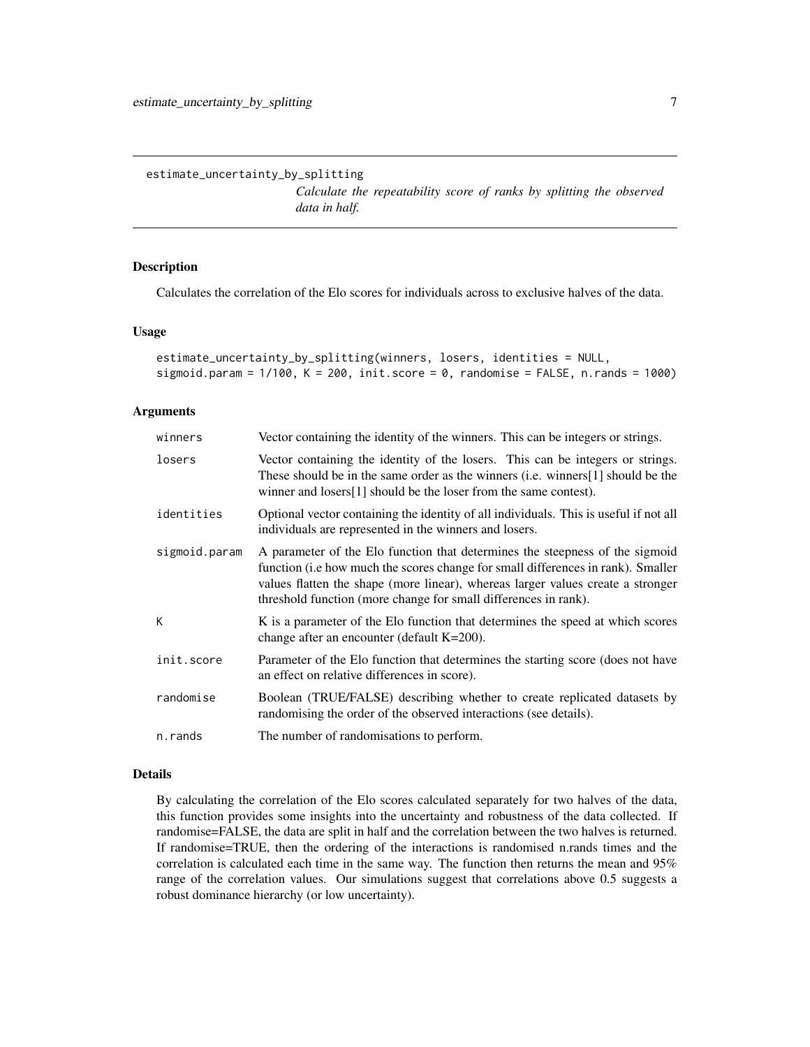```
estimate_uncertainty_by_splitting
```

*Calculate the repeatability score of ranks by splitting the observed data in half.*

## Description

Calculates the correlation of the Elo scores for individuals across to exclusive halves of the data.

## Usage

```
estimate_uncertainty_by_splitting(winners, losers, identities = NULL,
sigmoid.param = 1/100, K = 200, init.score = 0, randomise = FALSE, n.rands = 1000)
```

## Arguments

| | |
|---|---|
| `winners` | Vector containing the identity of the winners. This can be integers or strings. |
| `losers` | Vector containing the identity of the losers. This can be integers or strings. These should be in the same order as the winners (i.e. winners[1] should be the winner and losers[1] should be the loser from the same contest). |
| `identities` | Optional vector containing the identity of all individuals. This is useful if not all individuals are represented in the winners and losers. |
| `sigmoid.param` | A parameter of the Elo function that determines the steepness of the sigmoid function (i.e how much the scores change for small differences in rank). Smaller values flatten the shape (more linear), whereas larger values create a stronger threshold function (more change for small differences in rank). |
| `K` | K is a parameter of the Elo function that determines the speed at which scores change after an encounter (default K=200). |
| `init.score` | Parameter of the Elo function that determines the starting score (does not have an effect on relative differences in score). |
| `randomise` | Boolean (TRUE/FALSE) describing whether to create replicated datasets by randomising the order of the observed interactions (see details). |
| `n.rands` | The number of randomisations to perform. |

## Details

By calculating the correlation of the Elo scores calculated separately for two halves of the data, this function provides some insights into the uncertainty and robustness of the data collected. If randomise=FALSE, the data are split in half and the correlation between the two halves is returned. If randomise=TRUE, then the ordering of the interactions is randomised n.rands times and the correlation is calculated each time in the same way. The function then returns the mean and 95% range of the correlation values. Our simulations suggest that correlations above 0.5 suggests a robust dominance hierarchy (or low uncertainty).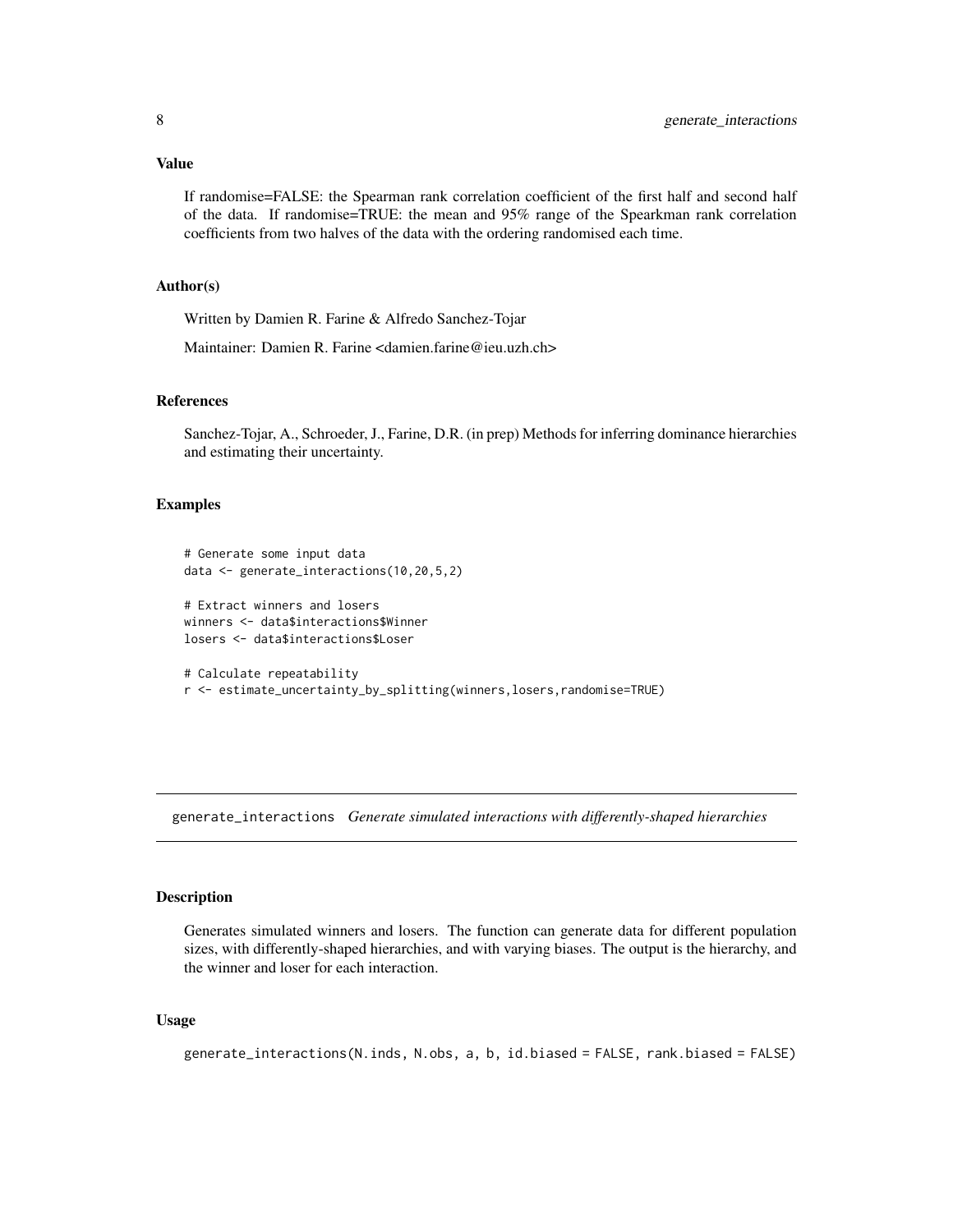### Value

If randomise=FALSE: the Spearman rank correlation coefficient of the first half and second half of the data. If randomise=TRUE: the mean and 95% range of the Spearkman rank correlation coefficients from two halves of the data with the ordering randomised each time.

### Author(s)

Written by Damien R. Farine & Alfredo Sanchez-Tojar

Maintainer: Damien R. Farine <damien.farine@ieu.uzh.ch>

### References

Sanchez-Tojar, A., Schroeder, J., Farine, D.R. (in prep) Methods for inferring dominance hierarchies and estimating their uncertainty.

### Examples

```
# Generate some input data
data <- generate_interactions(10,20,5,2)

# Extract winners and losers
winners <- data$interactions$Winner
losers <- data$interactions$Loser

# Calculate repeatability
r <- estimate_uncertainty_by_splitting(winners,losers,randomise=TRUE)
```

---

## generate_interactions *Generate simulated interactions with differently-shaped hierarchies*

### Description

Generates simulated winners and losers. The function can generate data for different population sizes, with differently-shaped hierarchies, and with varying biases. The output is the hierarchy, and the winner and loser for each interaction.

### Usage

```
generate_interactions(N.inds, N.obs, a, b, id.biased = FALSE, rank.biased = FALSE)
```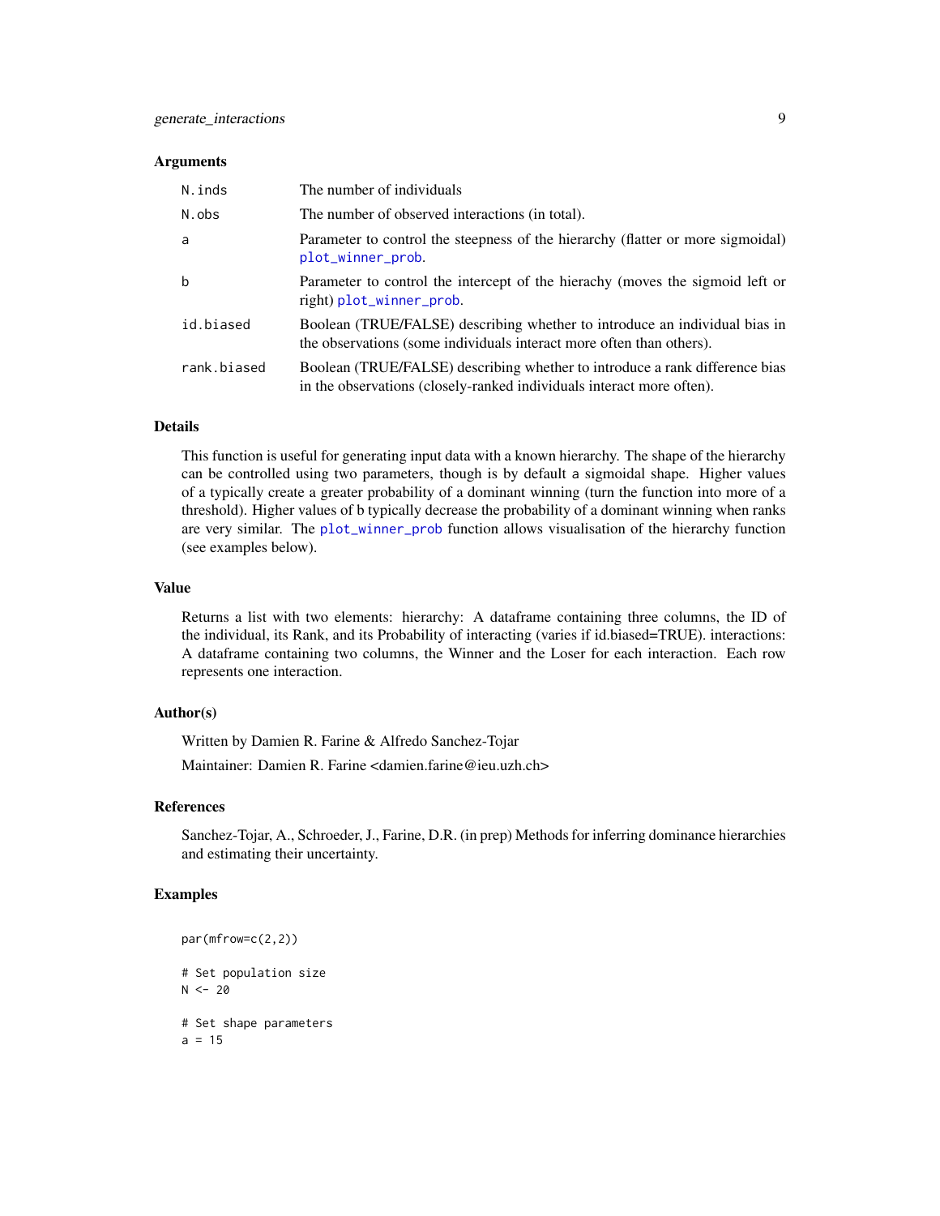### Arguments

| | |
|---|---|
| N.inds | The number of individuals |
| N.obs | The number of observed interactions (in total). |
| a | Parameter to control the steepness of the hierarchy (flatter or more sigmoidal) plot_winner_prob. |
| b | Parameter to control the intercept of the hierachy (moves the sigmoid left or right) plot_winner_prob. |
| id.biased | Boolean (TRUE/FALSE) describing whether to introduce an individual bias in the observations (some individuals interact more often than others). |
| rank.biased | Boolean (TRUE/FALSE) describing whether to introduce a rank difference bias in the observations (closely-ranked individuals interact more often). |

### Details

This function is useful for generating input data with a known hierarchy. The shape of the hierarchy can be controlled using two parameters, though is by default a sigmoidal shape. Higher values of a typically create a greater probability of a dominant winning (turn the function into more of a threshold). Higher values of b typically decrease the probability of a dominant winning when ranks are very similar. The plot_winner_prob function allows visualisation of the hierarchy function (see examples below).

### Value

Returns a list with two elements: hierarchy: A dataframe containing three columns, the ID of the individual, its Rank, and its Probability of interacting (varies if id.biased=TRUE). interactions: A dataframe containing two columns, the Winner and the Loser for each interaction. Each row represents one interaction.

### Author(s)

Written by Damien R. Farine & Alfredo Sanchez-Tojar

Maintainer: Damien R. Farine <damien.farine@ieu.uzh.ch>

### References

Sanchez-Tojar, A., Schroeder, J., Farine, D.R. (in prep) Methods for inferring dominance hierarchies and estimating their uncertainty.

### Examples

```
par(mfrow=c(2,2))

# Set population size
N <- 20

# Set shape parameters
a = 15
```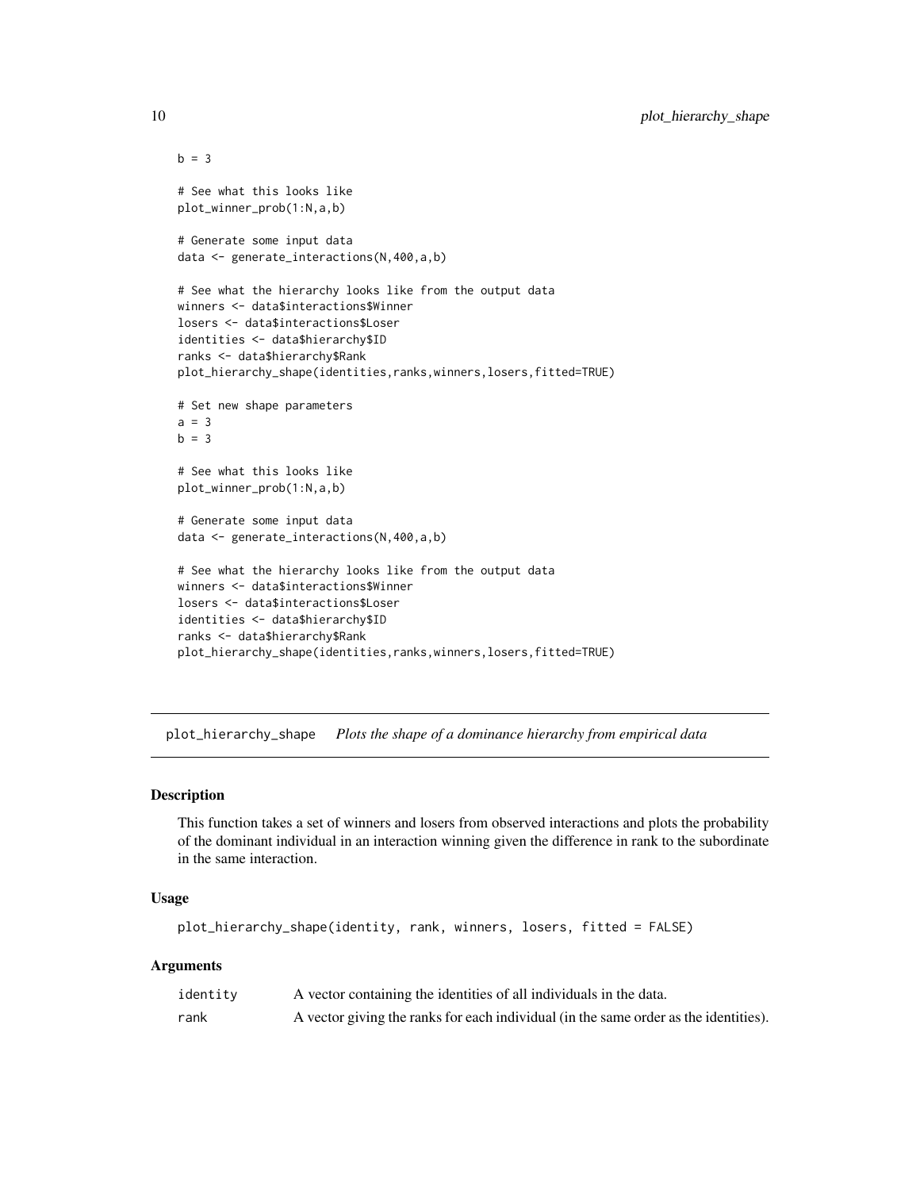```
b = 3

# See what this looks like
plot_winner_prob(1:N,a,b)

# Generate some input data
data <- generate_interactions(N,400,a,b)

# See what the hierarchy looks like from the output data
winners <- data$interactions$Winner
losers <- data$interactions$Loser
identities <- data$hierarchy$ID
ranks <- data$hierarchy$Rank
plot_hierarchy_shape(identities,ranks,winners,losers,fitted=TRUE)

# Set new shape parameters
a = 3
b = 3

# See what this looks like
plot_winner_prob(1:N,a,b)

# Generate some input data
data <- generate_interactions(N,400,a,b)

# See what the hierarchy looks like from the output data
winners <- data$interactions$Winner
losers <- data$interactions$Loser
identities <- data$hierarchy$ID
ranks <- data$hierarchy$Rank
plot_hierarchy_shape(identities,ranks,winners,losers,fitted=TRUE)
```

---

## plot_hierarchy_shape — *Plots the shape of a dominance hierarchy from empirical data*

### Description

This function takes a set of winners and losers from observed interactions and plots the probability of the dominant individual in an interaction winning given the difference in rank to the subordinate in the same interaction.

### Usage

```
plot_hierarchy_shape(identity, rank, winners, losers, fitted = FALSE)
```

### Arguments

| | |
|---|---|
| identity | A vector containing the identities of all individuals in the data. |
| rank | A vector giving the ranks for each individual (in the same order as the identities). |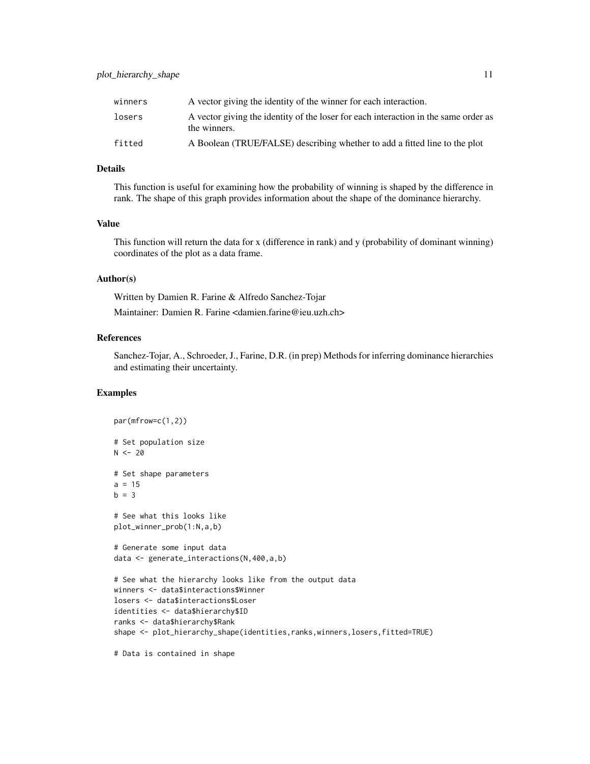| | |
|---|---|
| winners | A vector giving the identity of the winner for each interaction. |
| losers | A vector giving the identity of the loser for each interaction in the same order as the winners. |
| fitted | A Boolean (TRUE/FALSE) describing whether to add a fitted line to the plot |

### Details

This function is useful for examining how the probability of winning is shaped by the difference in rank. The shape of this graph provides information about the shape of the dominance hierarchy.

### Value

This function will return the data for x (difference in rank) and y (probability of dominant winning) coordinates of the plot as a data frame.

### Author(s)

Written by Damien R. Farine & Alfredo Sanchez-Tojar

Maintainer: Damien R. Farine <damien.farine@ieu.uzh.ch>

### References

Sanchez-Tojar, A., Schroeder, J., Farine, D.R. (in prep) Methods for inferring dominance hierarchies and estimating their uncertainty.

### Examples

```
par(mfrow=c(1,2))

# Set population size
N <- 20

# Set shape parameters
a = 15
b = 3

# See what this looks like
plot_winner_prob(1:N,a,b)

# Generate some input data
data <- generate_interactions(N,400,a,b)

# See what the hierarchy looks like from the output data
winners <- data$interactions$Winner
losers <- data$interactions$Loser
identities <- data$hierarchy$ID
ranks <- data$hierarchy$Rank
shape <- plot_hierarchy_shape(identities,ranks,winners,losers,fitted=TRUE)

# Data is contained in shape
```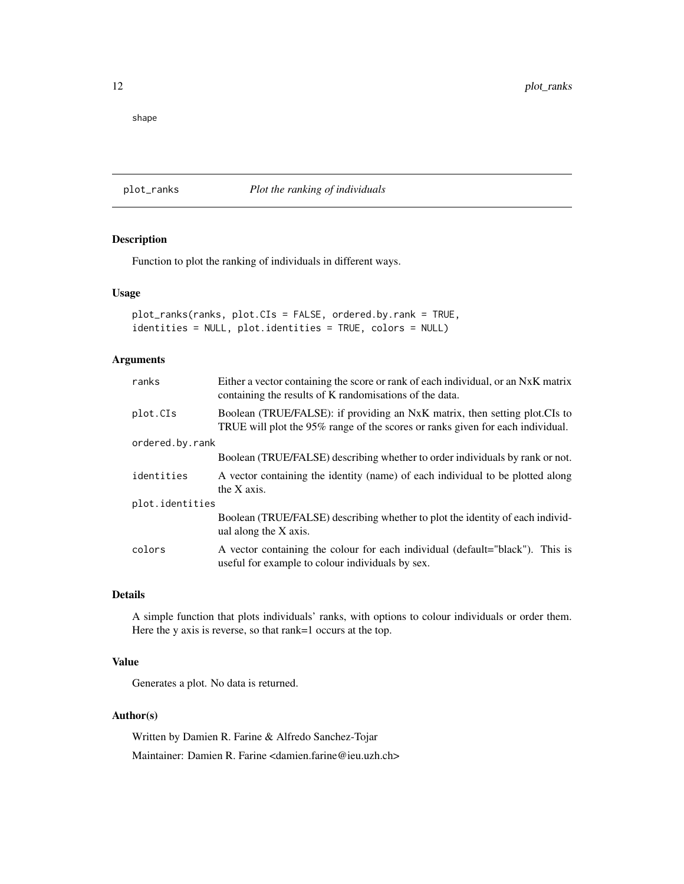shape

## plot_ranks *Plot the ranking of individuals*

### Description

Function to plot the ranking of individuals in different ways.

### Usage

```
plot_ranks(ranks, plot.CIs = FALSE, ordered.by.rank = TRUE,
identities = NULL, plot.identities = TRUE, colors = NULL)
```

### Arguments

| | |
|---|---|
| ranks | Either a vector containing the score or rank of each individual, or an NxK matrix containing the results of K randomisations of the data. |
| plot.CIs | Boolean (TRUE/FALSE): if providing an NxK matrix, then setting plot.CIs to TRUE will plot the 95% range of the scores or ranks given for each individual. |
| ordered.by.rank | Boolean (TRUE/FALSE) describing whether to order individuals by rank or not. |
| identities | A vector containing the identity (name) of each individual to be plotted along the X axis. |
| plot.identities | Boolean (TRUE/FALSE) describing whether to plot the identity of each individual along the X axis. |
| colors | A vector containing the colour for each individual (default="black"). This is useful for example to colour individuals by sex. |

### Details

A simple function that plots individuals' ranks, with options to colour individuals or order them. Here the y axis is reverse, so that rank=1 occurs at the top.

### Value

Generates a plot. No data is returned.

### Author(s)

Written by Damien R. Farine & Alfredo Sanchez-Tojar

Maintainer: Damien R. Farine <damien.farine@ieu.uzh.ch>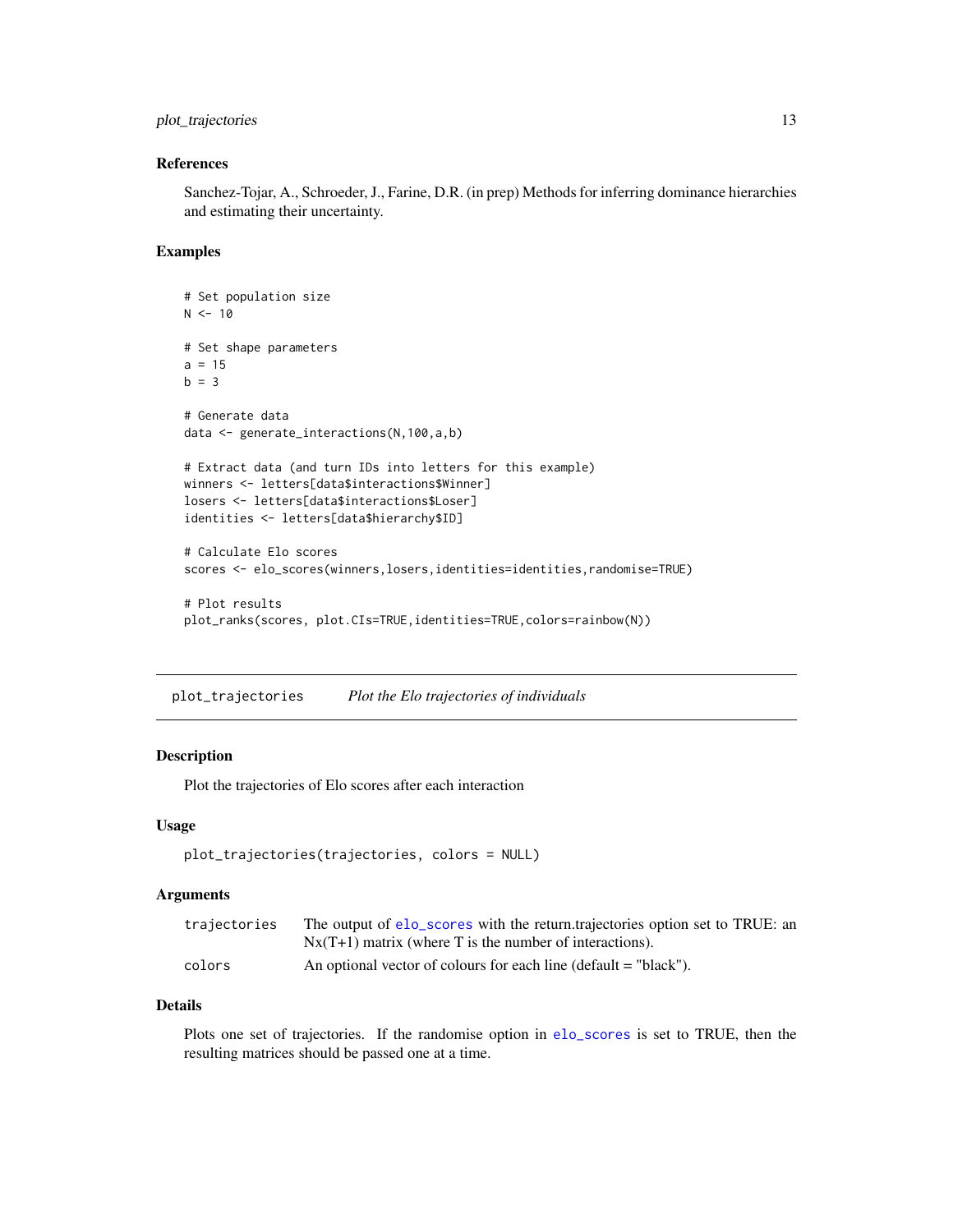### References

Sanchez-Tojar, A., Schroeder, J., Farine, D.R. (in prep) Methods for inferring dominance hierarchies and estimating their uncertainty.

### Examples

```
# Set population size
N <- 10

# Set shape parameters
a = 15
b = 3

# Generate data
data <- generate_interactions(N,100,a,b)

# Extract data (and turn IDs into letters for this example)
winners <- letters[data$interactions$Winner]
losers <- letters[data$interactions$Loser]
identities <- letters[data$hierarchy$ID]

# Calculate Elo scores
scores <- elo_scores(winners,losers,identities=identities,randomise=TRUE)

# Plot results
plot_ranks(scores, plot.CIs=TRUE,identities=TRUE,colors=rainbow(N))
```

---

## plot_trajectories    *Plot the Elo trajectories of individuals*

### Description

Plot the trajectories of Elo scores after each interaction

### Usage

```
plot_trajectories(trajectories, colors = NULL)
```

### Arguments

| | |
|---|---|
| trajectories | The output of elo_scores with the return.trajectories option set to TRUE: an Nx(T+1) matrix (where T is the number of interactions). |
| colors | An optional vector of colours for each line (default = "black"). |

### Details

Plots one set of trajectories. If the randomise option in elo_scores is set to TRUE, then the resulting matrices should be passed one at a time.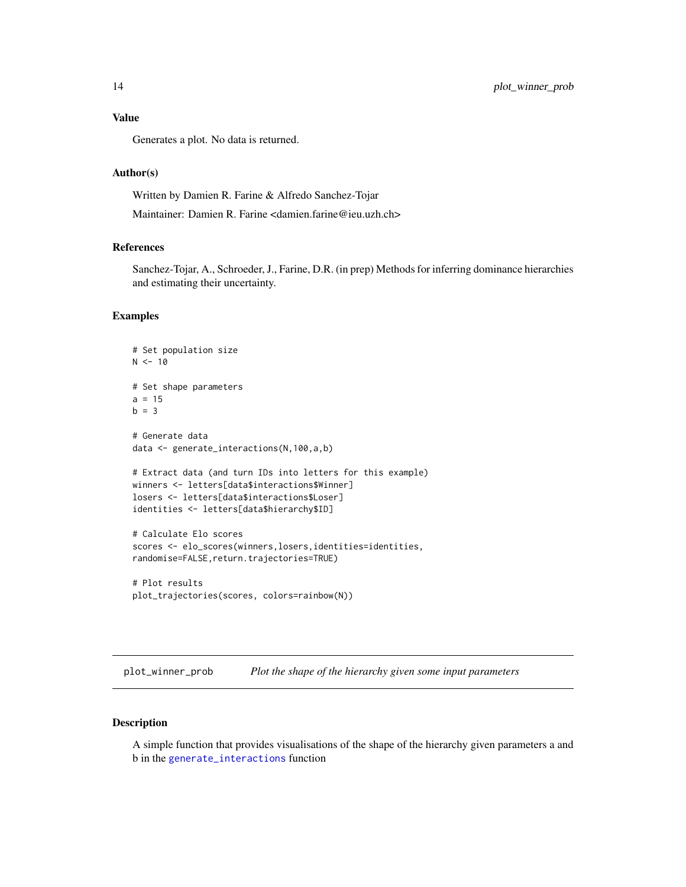### Value

Generates a plot. No data is returned.

### Author(s)

Written by Damien R. Farine & Alfredo Sanchez-Tojar

Maintainer: Damien R. Farine <damien.farine@ieu.uzh.ch>

### References

Sanchez-Tojar, A., Schroeder, J., Farine, D.R. (in prep) Methods for inferring dominance hierarchies and estimating their uncertainty.

### Examples

```
# Set population size
N <- 10

# Set shape parameters
a = 15
b = 3

# Generate data
data <- generate_interactions(N,100,a,b)

# Extract data (and turn IDs into letters for this example)
winners <- letters[data$interactions$Winner]
losers <- letters[data$interactions$Loser]
identities <- letters[data$hierarchy$ID]

# Calculate Elo scores
scores <- elo_scores(winners,losers,identities=identities,
randomise=FALSE,return.trajectories=TRUE)

# Plot results
plot_trajectories(scores, colors=rainbow(N))
```

---

## plot_winner_prob    *Plot the shape of the hierarchy given some input parameters*

---

### Description

A simple function that provides visualisations of the shape of the hierarchy given parameters a and b in the `generate_interactions` function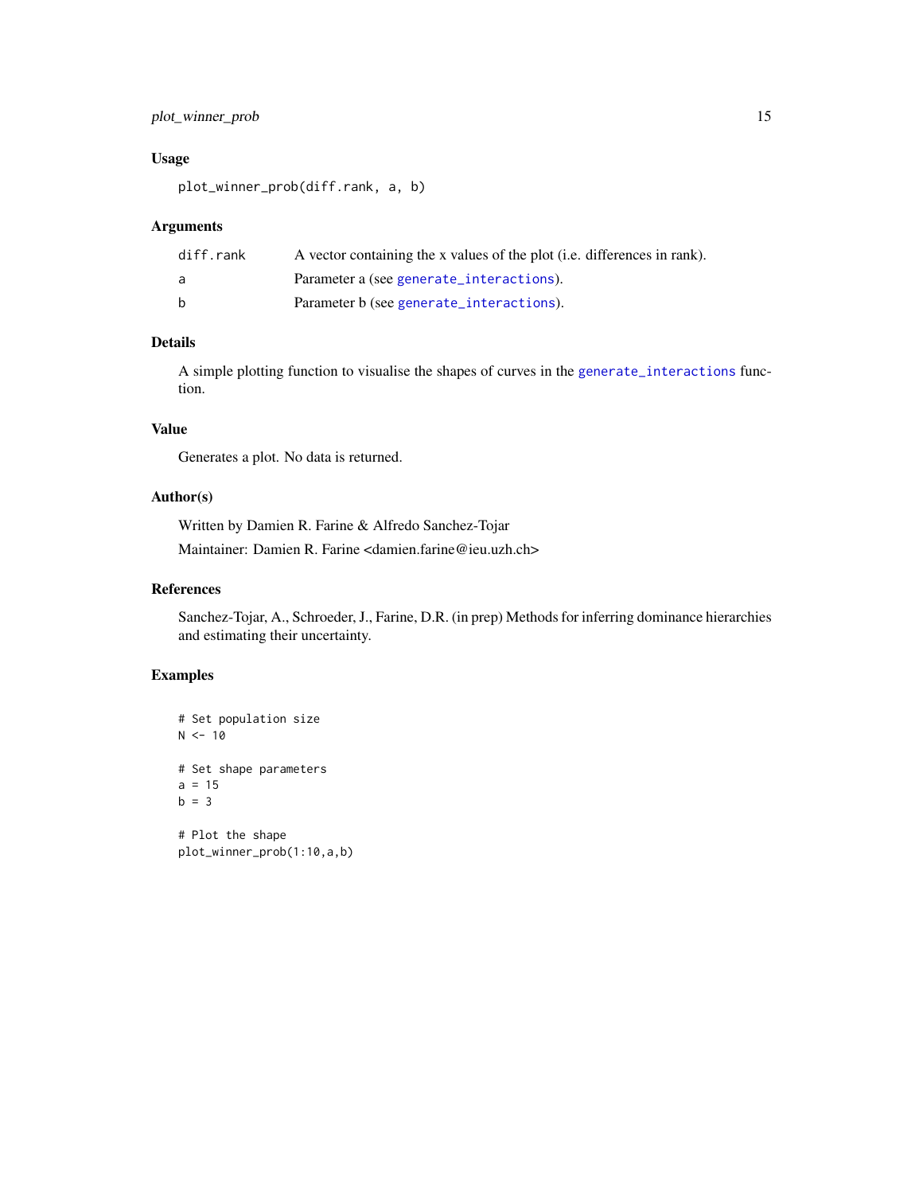### Usage

```
plot_winner_prob(diff.rank, a, b)
```

### Arguments

| | |
|---|---|
| diff.rank | A vector containing the x values of the plot (i.e. differences in rank). |
| a | Parameter a (see generate_interactions). |
| b | Parameter b (see generate_interactions). |

### Details

A simple plotting function to visualise the shapes of curves in the generate_interactions function.

### Value

Generates a plot. No data is returned.

### Author(s)

Written by Damien R. Farine & Alfredo Sanchez-Tojar

Maintainer: Damien R. Farine <damien.farine@ieu.uzh.ch>

### References

Sanchez-Tojar, A., Schroeder, J., Farine, D.R. (in prep) Methods for inferring dominance hierarchies and estimating their uncertainty.

### Examples

```
# Set population size
N <- 10

# Set shape parameters
a = 15
b = 3

# Plot the shape
plot_winner_prob(1:10,a,b)
```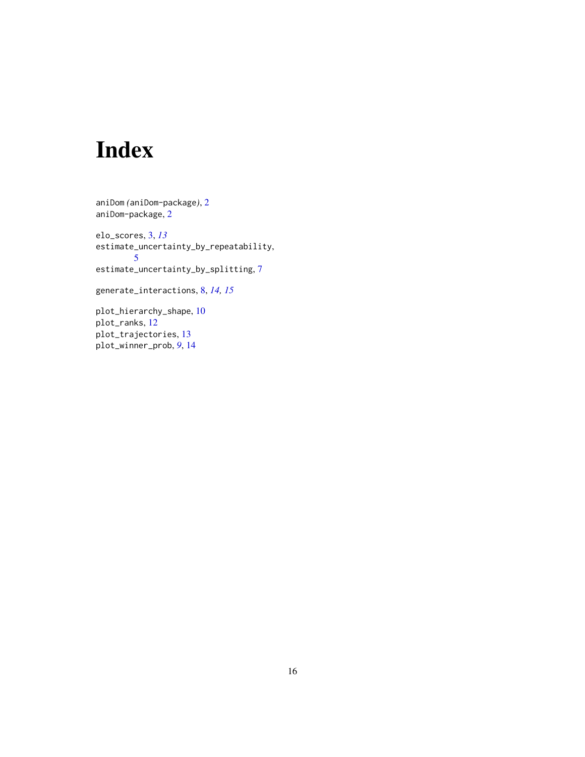# Index

aniDom (aniDom-package), 2
aniDom-package, 2

elo_scores, 3, *13*
estimate_uncertainty_by_repeatability, 5
estimate_uncertainty_by_splitting, 7

generate_interactions, 8, *14, 15*

plot_hierarchy_shape, 10
plot_ranks, 12
plot_trajectories, 13
plot_winner_prob, *9*, 14